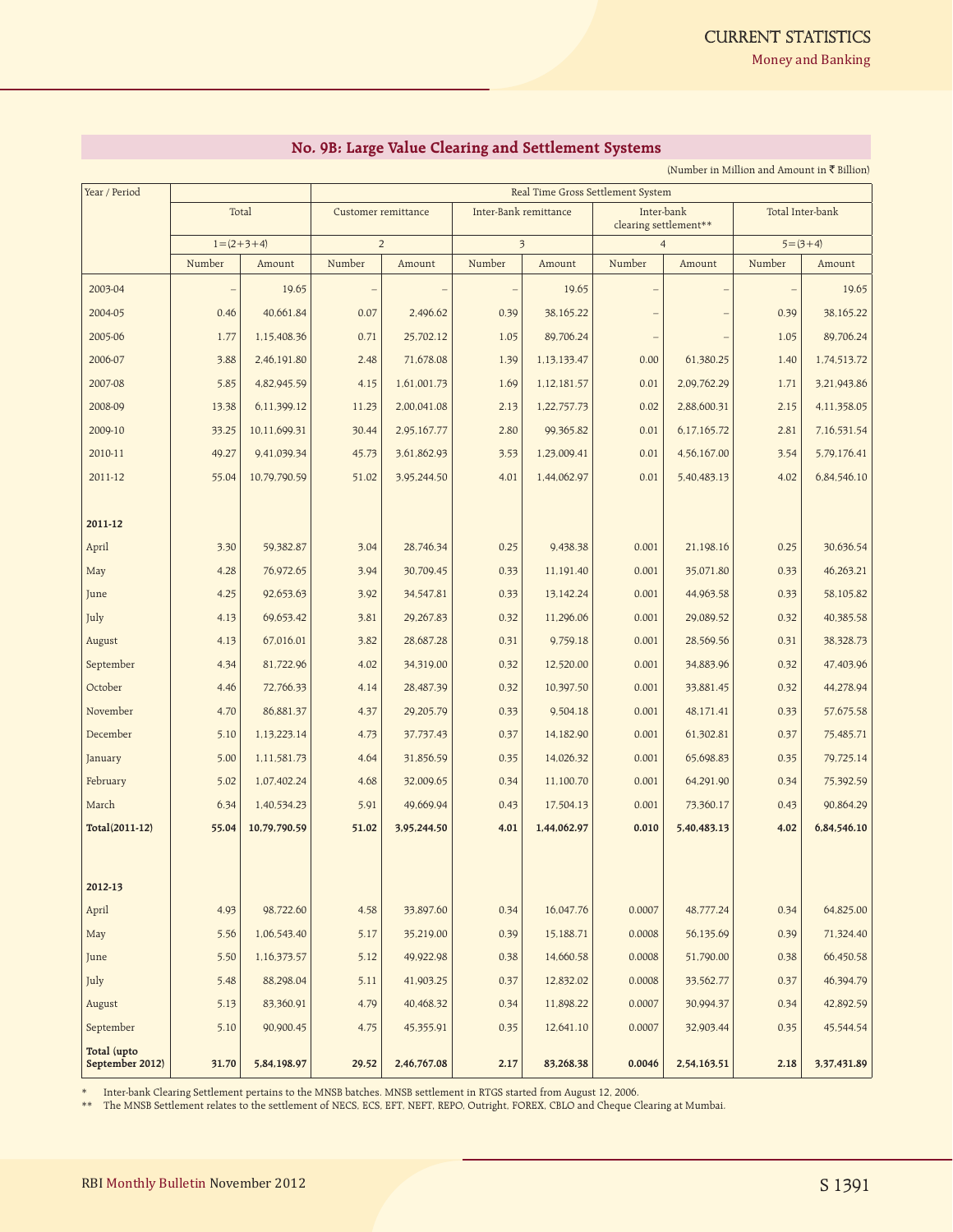## No. 9B: Large Value Clearing and Settlement Systems

(Number in Million and Amount in ₹ Billion)

| Year / Period | | | Real Time Gross Settlement System | | | | | | | |
|---|---|---|---|---|---|---|---|---|---|---|
| | Total | | Customer remittance | | Inter-Bank remittance | | Inter-bank clearing settlement** | | Total Inter-bank | |
| | 1=(2+3+4) | | 2 | | 3 | | 4 | | 5=(3+4) | |
| | Number | Amount | Number | Amount | Number | Amount | Number | Amount | Number | Amount |
| 2003-04 | – | 19.65 | – | – | – | 19.65 | – | – | – | 19.65 |
| 2004-05 | 0.46 | 40,661.84 | 0.07 | 2,496.62 | 0.39 | 38,165.22 | – | – | 0.39 | 38,165.22 |
| 2005-06 | 1.77 | 1,15,408.36 | 0.71 | 25,702.12 | 1.05 | 89,706.24 | – | – | 1.05 | 89,706.24 |
| 2006-07 | 3.88 | 2,46,191.80 | 2.48 | 71,678.08 | 1.39 | 1,13,133.47 | 0.00 | 61,380.25 | 1.40 | 1,74,513.72 |
| 2007-08 | 5.85 | 4,82,945.59 | 4.15 | 1,61,001.73 | 1.69 | 1,12,181.57 | 0.01 | 2,09,762.29 | 1.71 | 3,21,943.86 |
| 2008-09 | 13.38 | 6,11,399.12 | 11.23 | 2,00,041.08 | 2.13 | 1,22,757.73 | 0.02 | 2,88,600.31 | 2.15 | 4,11,358.05 |
| 2009-10 | 33.25 | 10,11,699.31 | 30.44 | 2,95,167.77 | 2.80 | 99,365.82 | 0.01 | 6,17,165.72 | 2.81 | 7,16,531.54 |
| 2010-11 | 49.27 | 9,41,039.34 | 45.73 | 3,61,862.93 | 3.53 | 1,23,009.41 | 0.01 | 4,56,167.00 | 3.54 | 5,79,176.41 |
| 2011-12 | 55.04 | 10,79,790.59 | 51.02 | 3,95,244.50 | 4.01 | 1,44,062.97 | 0.01 | 5,40,483.13 | 4.02 | 6,84,546.10 |
| **2011-12** | | | | | | | | | | |
| April | 3.30 | 59,382.87 | 3.04 | 28,746.34 | 0.25 | 9,438.38 | 0.001 | 21,198.16 | 0.25 | 30,636.54 |
| May | 4.28 | 76,972.65 | 3.94 | 30,709.45 | 0.33 | 11,191.40 | 0.001 | 35,071.80 | 0.33 | 46,263.21 |
| June | 4.25 | 92,653.63 | 3.92 | 34,547.81 | 0.33 | 13,142.24 | 0.001 | 44,963.58 | 0.33 | 58,105.82 |
| July | 4.13 | 69,653.42 | 3.81 | 29,267.83 | 0.32 | 11,296.06 | 0.001 | 29,089.52 | 0.32 | 40,385.58 |
| August | 4.13 | 67,016.01 | 3.82 | 28,687.28 | 0.31 | 9,759.18 | 0.001 | 28,569.56 | 0.31 | 38,328.73 |
| September | 4.34 | 81,722.96 | 4.02 | 34,319.00 | 0.32 | 12,520.00 | 0.001 | 34,883.96 | 0.32 | 47,403.96 |
| October | 4.46 | 72,766.33 | 4.14 | 28,487.39 | 0.32 | 10,397.50 | 0.001 | 33,881.45 | 0.32 | 44,278.94 |
| November | 4.70 | 86,881.37 | 4.37 | 29,205.79 | 0.33 | 9,504.18 | 0.001 | 48,171.41 | 0.33 | 57,675.58 |
| December | 5.10 | 1,13,223.14 | 4.73 | 37,737.43 | 0.37 | 14,182.90 | 0.001 | 61,302.81 | 0.37 | 75,485.71 |
| January | 5.00 | 1,11,581.73 | 4.64 | 31,856.59 | 0.35 | 14,026.32 | 0.001 | 65,698.83 | 0.35 | 79,725.14 |
| February | 5.02 | 1,07,402.24 | 4.68 | 32,009.65 | 0.34 | 11,100.70 | 0.001 | 64,291.90 | 0.34 | 75,392.59 |
| March | 6.34 | 1,40,534.23 | 5.91 | 49,669.94 | 0.43 | 17,504.13 | 0.001 | 73,360.17 | 0.43 | 90,864.29 |
| **Total(2011-12)** | **55.04** | **10,79,790.59** | **51.02** | **3,95,244.50** | **4.01** | **1,44,062.97** | **0.010** | **5,40,483.13** | **4.02** | **6,84,546.10** |
| **2012-13** | | | | | | | | | | |
| April | 4.93 | 98,722.60 | 4.58 | 33,897.60 | 0.34 | 16,047.76 | 0.0007 | 48,777.24 | 0.34 | 64,825.00 |
| May | 5.56 | 1,06,543.40 | 5.17 | 35,219.00 | 0.39 | 15,188.71 | 0.0008 | 56,135.69 | 0.39 | 71,324.40 |
| June | 5.50 | 1,16,373.57 | 5.12 | 49,922.98 | 0.38 | 14,660.58 | 0.0008 | 51,790.00 | 0.38 | 66,450.58 |
| July | 5.48 | 88,298.04 | 5.11 | 41,903.25 | 0.37 | 12,832.02 | 0.0008 | 33,562.77 | 0.37 | 46,394.79 |
| August | 5.13 | 83,360.91 | 4.79 | 40,468.32 | 0.34 | 11,898.22 | 0.0007 | 30,994.37 | 0.34 | 42,892.59 |
| September | 5.10 | 90,900.45 | 4.75 | 45,355.91 | 0.35 | 12,641.10 | 0.0007 | 32,903.44 | 0.35 | 45,544.54 |
| **Total (upto September 2012)** | **31.70** | **5,84,198.97** | **29.52** | **2,46,767.08** | **2.17** | **83,268.38** | **0.0046** | **2,54,163.51** | **2.18** | **3,37,431.89** |

\* Inter-bank Clearing Settlement pertains to the MNSB batches. MNSB settlement in RTGS started from August 12, 2006.

** The MNSB Settlement relates to the settlement of NECS, ECS, EFT, NEFT, REPO, Outright, FOREX, CBLO and Cheque Clearing at Mumbai.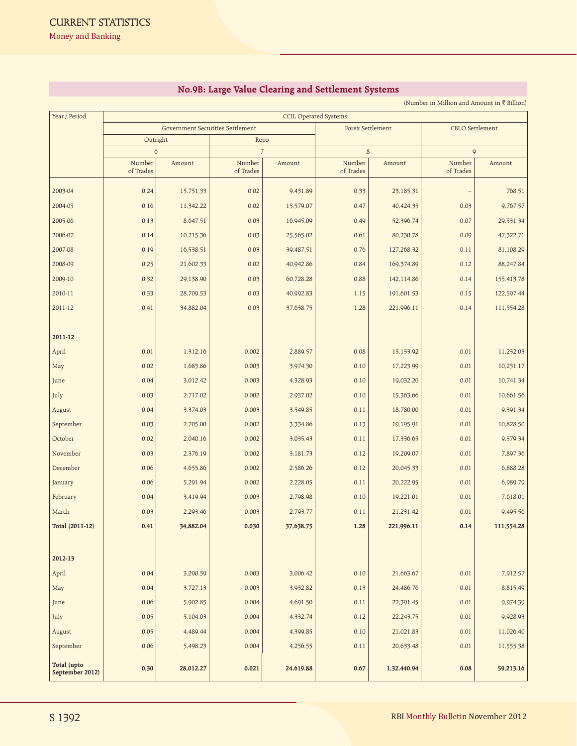## No.9B: Large Value Clearing and Settlement Systems

(Number in Million and Amount in ₹ Billion)

| Year / Period | CCIL Operated Systems | | | | | | | |
|---|---|---|---|---|---|---|---|---|
| | Government Securities Settlement | | | | Forex Settlement | | CBLO Settlement | |
| | Outright | | Repo | | | | | |
| | 6 | | 7 | | 8 | | 9 | |
| | Number of Trades | Amount | Number of Trades | Amount | Number of Trades | Amount | Number of Trades | Amount |
| 2003-04 | 0.24 | 15,751.33 | 0.02 | 9,431.89 | 0.33 | 23,185.31 | – | 768.51 |
| 2004-05 | 0.16 | 11,342.22 | 0.02 | 15,579.07 | 0.47 | 40,424.35 | 0.03 | 9,767.57 |
| 2005-06 | 0.13 | 8,647.51 | 0.03 | 16,945.09 | 0.49 | 52,396.74 | 0.07 | 29,531.34 |
| 2006-07 | 0.14 | 10,215.36 | 0.03 | 25,565.02 | 0.61 | 80,230.78 | 0.09 | 47,322.71 |
| 2007-08 | 0.19 | 16,538.51 | 0.03 | 39,487.51 | 0.76 | 127,268.32 | 0.11 | 81,108.29 |
| 2008-09 | 0.25 | 21,602.33 | 0.02 | 40,942.86 | 0.84 | 169,374.89 | 0.12 | 88,247.84 |
| 2009-10 | 0.32 | 29,138.90 | 0.03 | 60,728.28 | 0.88 | 142,114.86 | 0.14 | 155,413.78 |
| 2010-11 | 0.33 | 28,709.53 | 0.03 | 40,992.83 | 1.15 | 191,601.53 | 0.15 | 122,597.44 |
| 2011-12 | 0.41 | 34,882.04 | 0.03 | 37,638.75 | 1.28 | 221,996.11 | 0.14 | 111,554.28 |
| **2011-12** | | | | | | | | |
| April | 0.01 | 1,312.16 | 0.002 | 2,889.57 | 0.08 | 15,133.92 | 0.01 | 11,232.03 |
| May | 0.02 | 1,683.86 | 0.003 | 3,974.30 | 0.10 | 17,223.99 | 0.01 | 10,231.17 |
| June | 0.04 | 3,012.42 | 0.003 | 4,328.93 | 0.10 | 19,032.20 | 0.01 | 10,741.34 |
| July | 0.03 | 2,717.02 | 0.002 | 2,937.02 | 0.10 | 15,363.66 | 0.01 | 10,661.56 |
| August | 0.04 | 3,374.03 | 0.003 | 3,549.85 | 0.11 | 18,780.00 | 0.01 | 9,391.34 |
| September | 0.03 | 2,705.00 | 0.002 | 3,334.86 | 0.13 | 19,195.91 | 0.01 | 10,828.50 |
| October | 0.02 | 2,040.16 | 0.002 | 3,035.43 | 0.11 | 17,336.65 | 0.01 | 9,579.34 |
| November | 0.03 | 2,376.19 | 0.002 | 3,181.73 | 0.12 | 19,209.07 | 0.01 | 7,897.36 |
| December | 0.06 | 4,655.86 | 0.002 | 2,586.26 | 0.12 | 20,045.33 | 0.01 | 6,888.28 |
| January | 0.06 | 5,291.94 | 0.002 | 2,228.05 | 0.11 | 20,222.95 | 0.01 | 6,989.79 |
| February | 0.04 | 3,419.94 | 0.003 | 2,798.98 | 0.10 | 19,221.01 | 0.01 | 7,618.01 |
| March | 0.03 | 2,293.46 | 0.003 | 2,793.77 | 0.11 | 21,231.42 | 0.01 | 9,495.56 |
| **Total (2011-12)** | **0.41** | **34,882.04** | **0.030** | **37,638.75** | **1.28** | **221,996.11** | **0.14** | **111,554.28** |
| **2012-13** | | | | | | | | |
| April | 0.04 | 3,290.59 | 0.003 | 3,006.42 | 0.10 | 21,663.67 | 0.01 | 7,912.57 |
| May | 0.04 | 3,727.13 | 0.003 | 3,932.82 | 0.13 | 24,486.76 | 0.01 | 8,815.49 |
| June | 0.06 | 5,902.85 | 0.004 | 4,691.50 | 0.11 | 22,391.45 | 0.01 | 9,974.39 |
| July | 0.05 | 5,104.03 | 0.004 | 4,332.74 | 0.12 | 22,243.75 | 0.01 | 9,928.93 |
| August | 0.05 | 4,489.44 | 0.004 | 4,399.85 | 0.10 | 21,021.83 | 0.01 | 11,026.40 |
| September | 0.06 | 5,498.23 | 0.004 | 4,256.55 | 0.11 | 20,633.48 | 0.01 | 11,555.38 |
| **Total (upto September 2012)** | **0.30** | **28,012.27** | **0.021** | **24,619.88** | **0.67** | **1,32,440.94** | **0.08** | **59,213.16** |